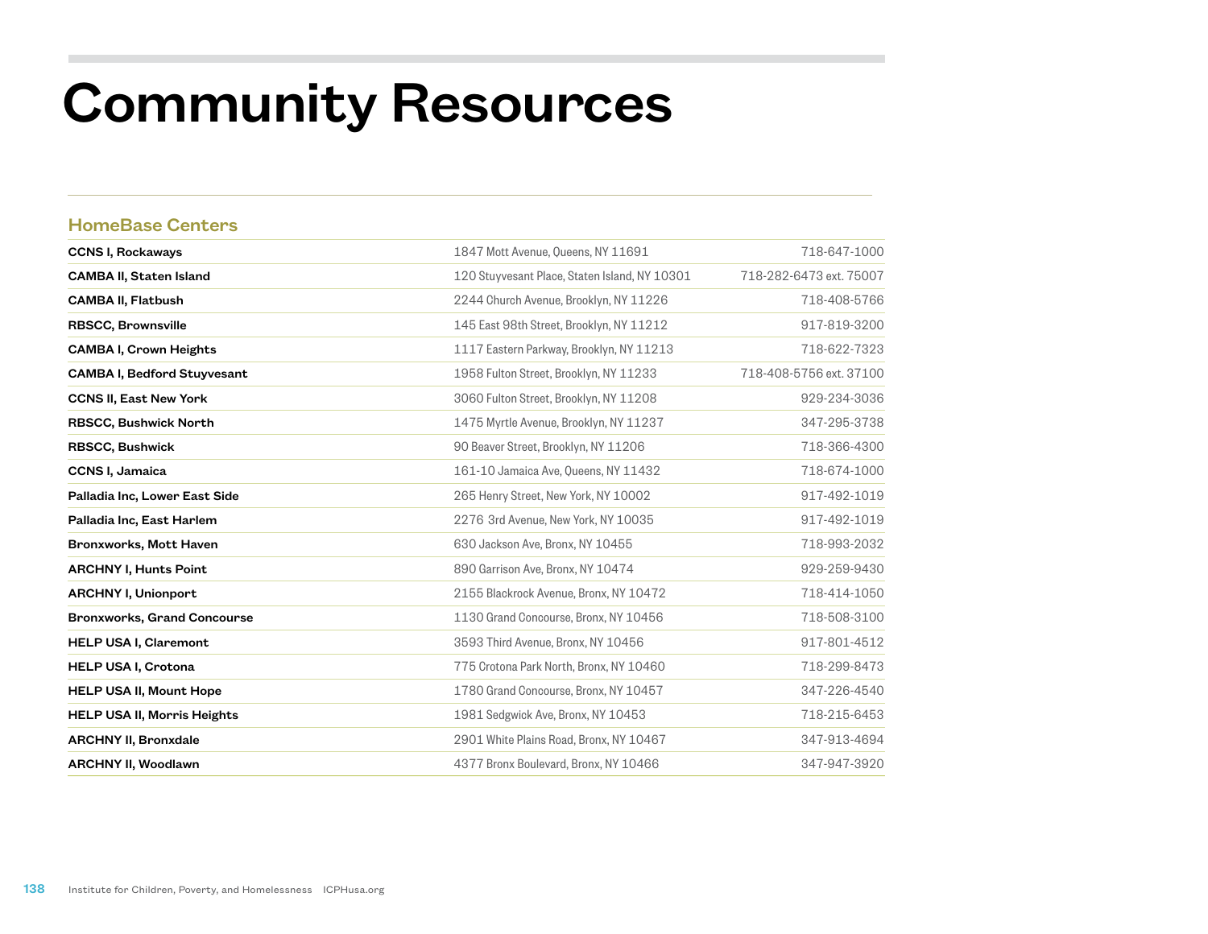# Community Resources

## HomeBase Centers

| | | |
|---|---|---|
| **CCNS I, Rockaways** | 1847 Mott Avenue, Queens, NY 11691 | 718-647-1000 |
| **CAMBA II, Staten Island** | 120 Stuyvesant Place, Staten Island, NY 10301 | 718-282-6473 ext. 75007 |
| **CAMBA II, Flatbush** | 2244 Church Avenue, Brooklyn, NY 11226 | 718-408-5766 |
| **RBSCC, Brownsville** | 145 East 98th Street, Brooklyn, NY 11212 | 917-819-3200 |
| **CAMBA I, Crown Heights** | 1117 Eastern Parkway, Brooklyn, NY 11213 | 718-622-7323 |
| **CAMBA I, Bedford Stuyvesant** | 1958 Fulton Street, Brooklyn, NY 11233 | 718-408-5756 ext. 37100 |
| **CCNS II, East New York** | 3060 Fulton Street, Brooklyn, NY 11208 | 929-234-3036 |
| **RBSCC, Bushwick North** | 1475 Myrtle Avenue, Brooklyn, NY 11237 | 347-295-3738 |
| **RBSCC, Bushwick** | 90 Beaver Street, Brooklyn, NY 11206 | 718-366-4300 |
| **CCNS I, Jamaica** | 161-10 Jamaica Ave, Queens, NY 11432 | 718-674-1000 |
| **Palladia Inc, Lower East Side** | 265 Henry Street, New York, NY 10002 | 917-492-1019 |
| **Palladia Inc, East Harlem** | 2276 3rd Avenue, New York, NY 10035 | 917-492-1019 |
| **Bronxworks, Mott Haven** | 630 Jackson Ave, Bronx, NY 10455 | 718-993-2032 |
| **ARCHNY I, Hunts Point** | 890 Garrison Ave, Bronx, NY 10474 | 929-259-9430 |
| **ARCHNY I, Unionport** | 2155 Blackrock Avenue, Bronx, NY 10472 | 718-414-1050 |
| **Bronxworks, Grand Concourse** | 1130 Grand Concourse, Bronx, NY 10456 | 718-508-3100 |
| **HELP USA I, Claremont** | 3593 Third Avenue, Bronx, NY 10456 | 917-801-4512 |
| **HELP USA I, Crotona** | 775 Crotona Park North, Bronx, NY 10460 | 718-299-8473 |
| **HELP USA II, Mount Hope** | 1780 Grand Concourse, Bronx, NY 10457 | 347-226-4540 |
| **HELP USA II, Morris Heights** | 1981 Sedgwick Ave, Bronx, NY 10453 | 718-215-6453 |
| **ARCHNY II, Bronxdale** | 2901 White Plains Road, Bronx, NY 10467 | 347-913-4694 |
| **ARCHNY II, Woodlawn** | 4377 Bronx Boulevard, Bronx, NY 10466 | 347-947-3920 |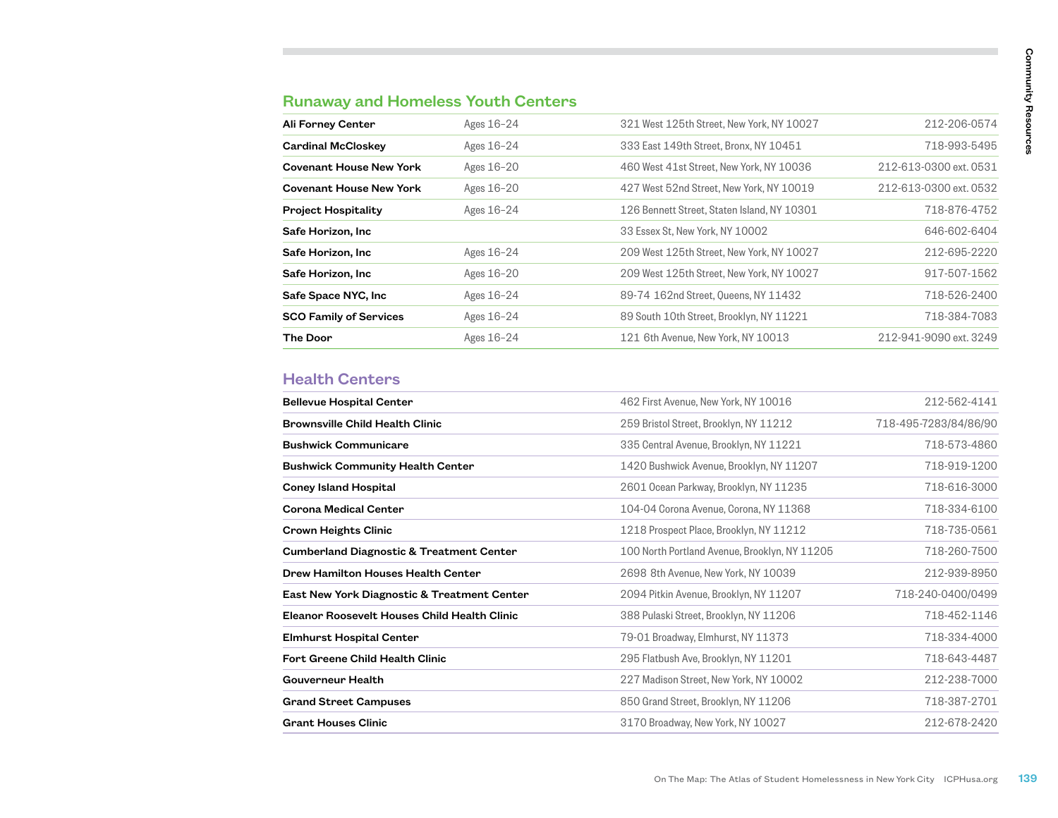## Runaway and Homeless Youth Centers

| Name | Ages | Address | Phone |
|---|---|---|---|
| **Ali Forney Center** | Ages 16–24 | 321 West 125th Street, New York, NY 10027 | 212-206-0574 |
| **Cardinal McCloskey** | Ages 16–24 | 333 East 149th Street, Bronx, NY 10451 | 718-993-5495 |
| **Covenant House New York** | Ages 16–20 | 460 West 41st Street, New York, NY 10036 | 212-613-0300 ext. 0531 |
| **Covenant House New York** | Ages 16–20 | 427 West 52nd Street, New York, NY 10019 | 212-613-0300 ext. 0532 |
| **Project Hospitality** | Ages 16–24 | 126 Bennett Street, Staten Island, NY 10301 | 718-876-4752 |
| **Safe Horizon, Inc** | | 33 Essex St, New York, NY 10002 | 646-602-6404 |
| **Safe Horizon, Inc** | Ages 16–24 | 209 West 125th Street, New York, NY 10027 | 212-695-2220 |
| **Safe Horizon, Inc** | Ages 16–20 | 209 West 125th Street, New York, NY 10027 | 917-507-1562 |
| **Safe Space NYC, Inc** | Ages 16–24 | 89-74 162nd Street, Queens, NY 11432 | 718-526-2400 |
| **SCO Family of Services** | Ages 16–24 | 89 South 10th Street, Brooklyn, NY 11221 | 718-384-7083 |
| **The Door** | Ages 16–24 | 121 6th Avenue, New York, NY 10013 | 212-941-9090 ext. 3249 |

## Health Centers

| Name | Address | Phone |
|---|---|---|
| **Bellevue Hospital Center** | 462 First Avenue, New York, NY 10016 | 212-562-4141 |
| **Brownsville Child Health Clinic** | 259 Bristol Street, Brooklyn, NY 11212 | 718-495-7283/84/86/90 |
| **Bushwick Communicare** | 335 Central Avenue, Brooklyn, NY 11221 | 718-573-4860 |
| **Bushwick Community Health Center** | 1420 Bushwick Avenue, Brooklyn, NY 11207 | 718-919-1200 |
| **Coney Island Hospital** | 2601 Ocean Parkway, Brooklyn, NY 11235 | 718-616-3000 |
| **Corona Medical Center** | 104-04 Corona Avenue, Corona, NY 11368 | 718-334-6100 |
| **Crown Heights Clinic** | 1218 Prospect Place, Brooklyn, NY 11212 | 718-735-0561 |
| **Cumberland Diagnostic & Treatment Center** | 100 North Portland Avenue, Brooklyn, NY 11205 | 718-260-7500 |
| **Drew Hamilton Houses Health Center** | 2698 8th Avenue, New York, NY 10039 | 212-939-8950 |
| **East New York Diagnostic & Treatment Center** | 2094 Pitkin Avenue, Brooklyn, NY 11207 | 718-240-0400/0499 |
| **Eleanor Roosevelt Houses Child Health Clinic** | 388 Pulaski Street, Brooklyn, NY 11206 | 718-452-1146 |
| **Elmhurst Hospital Center** | 79-01 Broadway, Elmhurst, NY 11373 | 718-334-4000 |
| **Fort Greene Child Health Clinic** | 295 Flatbush Ave, Brooklyn, NY 11201 | 718-643-4487 |
| **Gouverneur Health** | 227 Madison Street, New York, NY 10002 | 212-238-7000 |
| **Grand Street Campuses** | 850 Grand Street, Brooklyn, NY 11206 | 718-387-2701 |
| **Grant Houses Clinic** | 3170 Broadway, New York, NY 10027 | 212-678-2420 |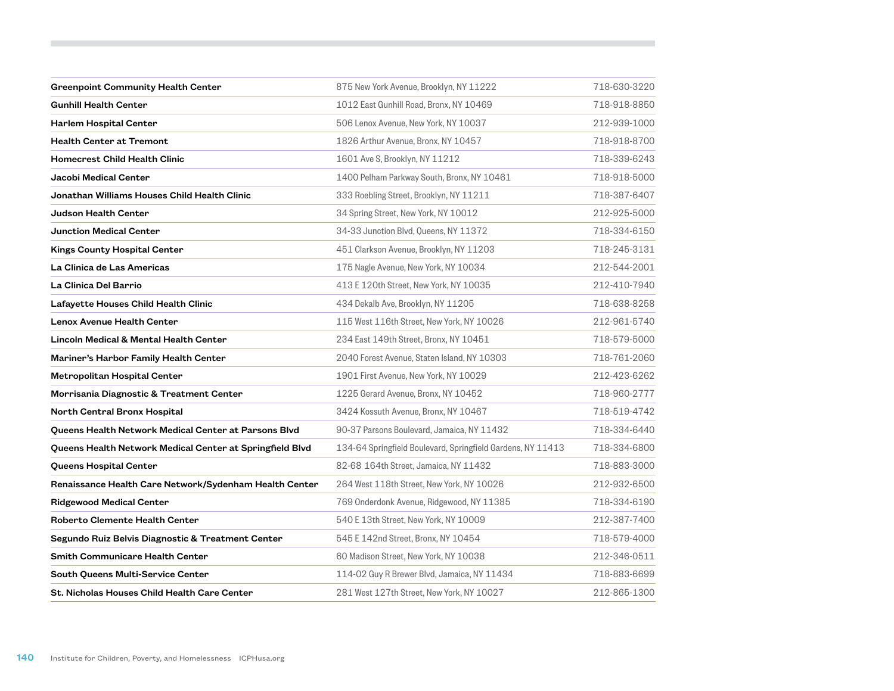| | | |
|---|---|---|
| **Greenpoint Community Health Center** | 875 New York Avenue, Brooklyn, NY 11222 | 718-630-3220 |
| **Gunhill Health Center** | 1012 East Gunhill Road, Bronx, NY 10469 | 718-918-8850 |
| **Harlem Hospital Center** | 506 Lenox Avenue, New York, NY 10037 | 212-939-1000 |
| **Health Center at Tremont** | 1826 Arthur Avenue, Bronx, NY 10457 | 718-918-8700 |
| **Homecrest Child Health Clinic** | 1601 Ave S, Brooklyn, NY 11212 | 718-339-6243 |
| **Jacobi Medical Center** | 1400 Pelham Parkway South, Bronx, NY 10461 | 718-918-5000 |
| **Jonathan Williams Houses Child Health Clinic** | 333 Roebling Street, Brooklyn, NY 11211 | 718-387-6407 |
| **Judson Health Center** | 34 Spring Street, New York, NY 10012 | 212-925-5000 |
| **Junction Medical Center** | 34-33 Junction Blvd, Queens, NY 11372 | 718-334-6150 |
| **Kings County Hospital Center** | 451 Clarkson Avenue, Brooklyn, NY 11203 | 718-245-3131 |
| **La Clinica de Las Americas** | 175 Nagle Avenue, New York, NY 10034 | 212-544-2001 |
| **La Clinica Del Barrio** | 413 E 120th Street, New York, NY 10035 | 212-410-7940 |
| **Lafayette Houses Child Health Clinic** | 434 Dekalb Ave, Brooklyn, NY 11205 | 718-638-8258 |
| **Lenox Avenue Health Center** | 115 West 116th Street, New York, NY 10026 | 212-961-5740 |
| **Lincoln Medical & Mental Health Center** | 234 East 149th Street, Bronx, NY 10451 | 718-579-5000 |
| **Mariner's Harbor Family Health Center** | 2040 Forest Avenue, Staten Island, NY 10303 | 718-761-2060 |
| **Metropolitan Hospital Center** | 1901 First Avenue, New York, NY 10029 | 212-423-6262 |
| **Morrisania Diagnostic & Treatment Center** | 1225 Gerard Avenue, Bronx, NY 10452 | 718-960-2777 |
| **North Central Bronx Hospital** | 3424 Kossuth Avenue, Bronx, NY 10467 | 718-519-4742 |
| **Queens Health Network Medical Center at Parsons Blvd** | 90-37 Parsons Boulevard, Jamaica, NY 11432 | 718-334-6440 |
| **Queens Health Network Medical Center at Springfield Blvd** | 134-64 Springfield Boulevard, Springfield Gardens, NY 11413 | 718-334-6800 |
| **Queens Hospital Center** | 82-68 164th Street, Jamaica, NY 11432 | 718-883-3000 |
| **Renaissance Health Care Network/Sydenham Health Center** | 264 West 118th Street, New York, NY 10026 | 212-932-6500 |
| **Ridgewood Medical Center** | 769 Onderdonk Avenue, Ridgewood, NY 11385 | 718-334-6190 |
| **Roberto Clemente Health Center** | 540 E 13th Street, New York, NY 10009 | 212-387-7400 |
| **Segundo Ruiz Belvis Diagnostic & Treatment Center** | 545 E 142nd Street, Bronx, NY 10454 | 718-579-4000 |
| **Smith Communicare Health Center** | 60 Madison Street, New York, NY 10038 | 212-346-0511 |
| **South Queens Multi-Service Center** | 114-02 Guy R Brewer Blvd, Jamaica, NY 11434 | 718-883-6699 |
| **St. Nicholas Houses Child Health Care Center** | 281 West 127th Street, New York, NY 10027 | 212-865-1300 |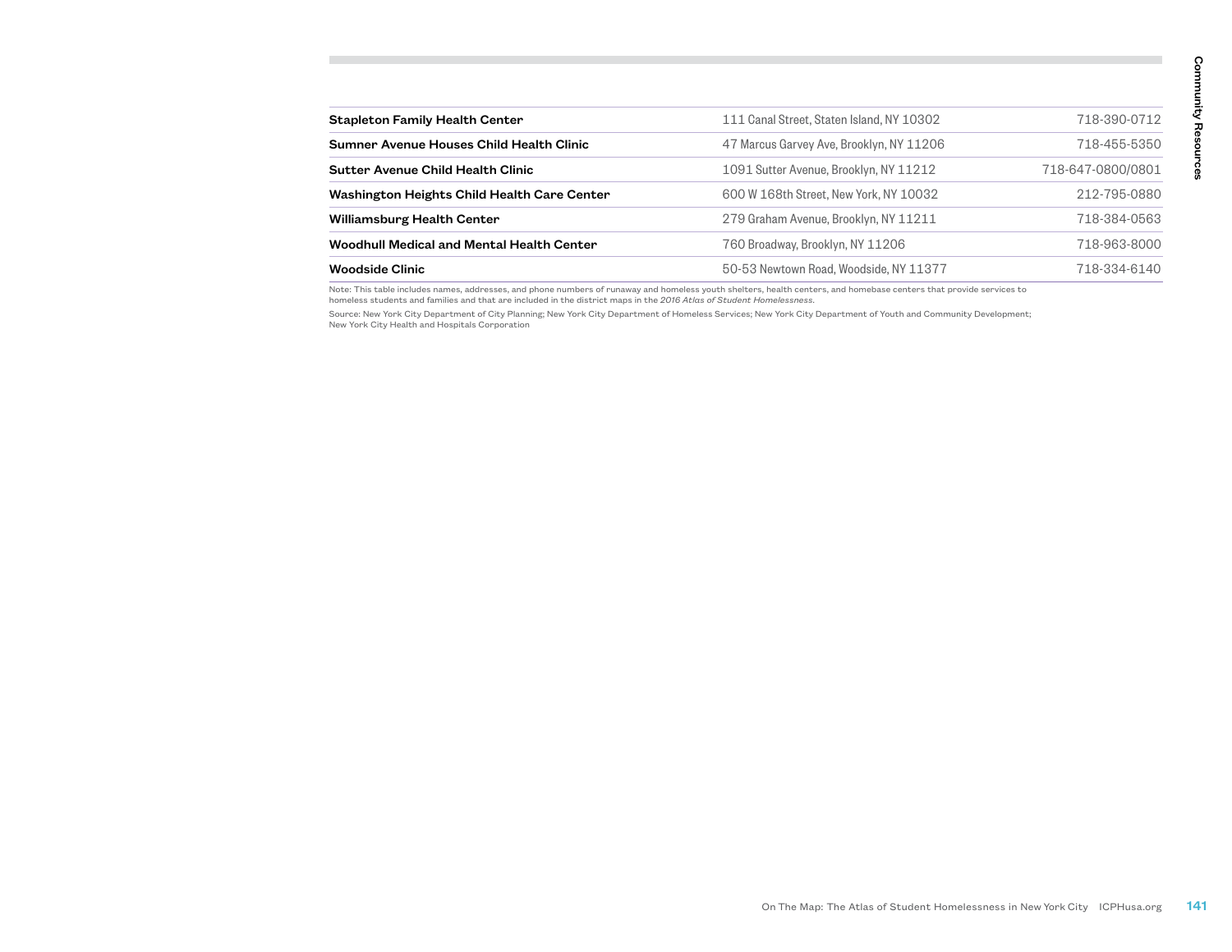| | | |
|---|---|---|
| **Stapleton Family Health Center** | 111 Canal Street, Staten Island, NY 10302 | 718-390-0712 |
| **Sumner Avenue Houses Child Health Clinic** | 47 Marcus Garvey Ave, Brooklyn, NY 11206 | 718-455-5350 |
| **Sutter Avenue Child Health Clinic** | 1091 Sutter Avenue, Brooklyn, NY 11212 | 718-647-0800/0801 |
| **Washington Heights Child Health Care Center** | 600 W 168th Street, New York, NY 10032 | 212-795-0880 |
| **Williamsburg Health Center** | 279 Graham Avenue, Brooklyn, NY 11211 | 718-384-0563 |
| **Woodhull Medical and Mental Health Center** | 760 Broadway, Brooklyn, NY 11206 | 718-963-8000 |
| **Woodside Clinic** | 50-53 Newtown Road, Woodside, NY 11377 | 718-334-6140 |

Note: This table includes names, addresses, and phone numbers of runaway and homeless youth shelters, health centers, and homebase centers that provide services to homeless students and families and that are included in the district maps in the *2016 Atlas of Student Homelessness*.

Source: New York City Department of City Planning; New York City Department of Homeless Services; New York City Department of Youth and Community Development; New York City Health and Hospitals Corporation